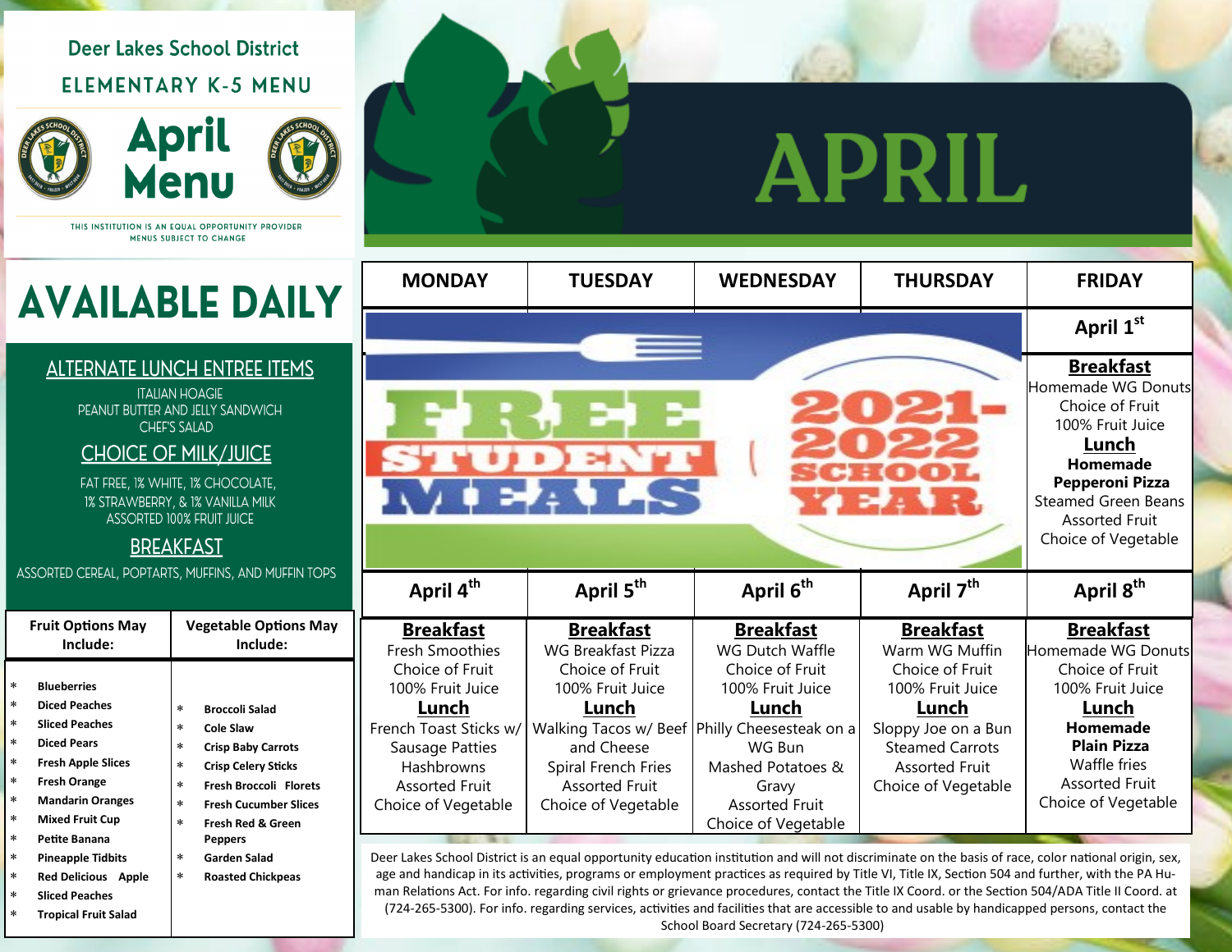# Deer Lakes School District

## ELEMENTARY K-5 MENU

# April Menu

THIS INSTITUTION IS AN EQUAL OPPORTUNITY PROVIDER
MENUS SUBJECT TO CHANGE

# APRIL

# AVAILABLE DAILY

## ALTERNATE LUNCH ENTREE ITEMS

ITALIAN HOAGIE
PEANUT BUTTER AND JELLY SANDWICH
CHEF'S SALAD

## CHOICE OF MILK/JUICE

FAT FREE, 1% WHITE, 1% CHOCOLATE, 1% STRAWBERRY, & 1% VANILLA MILK
ASSORTED 100% FRUIT JUICE

## BREAKFAST

ASSORTED CEREAL, POPTARTS, MUFFINS, AND MUFFIN TOPS

| Fruit Options May Include: | Vegetable Options May Include: |
|---|---|
| * **Blueberries** | * **Broccoli Salad** |
| * **Diced Peaches** | * **Cole Slaw** |
| * **Sliced Peaches** | * **Crisp Baby Carrots** |
| * **Diced Pears** | * **Crisp Celery Sticks** |
| * **Fresh Apple Slices** | * **Fresh Broccoli Florets** |
| * **Fresh Orange** | * **Fresh Cucumber Slices** |
| * **Mandarin Oranges** | * **Fresh Red & Green Peppers** |
| * **Mixed Fruit Cup** | * **Garden Salad** |
| * **Petite Banana** | * **Roasted Chickpeas** |
| * **Pineapple Tidbits** | |
| * **Red Delicious Apple** | |
| * **Sliced Peaches** | |
| * **Tropical Fruit Salad** | |

FREE STUDENT MEALS 2021-2022 SCHOOL YEAR

| MONDAY | TUESDAY | WEDNESDAY | THURSDAY | FRIDAY |
|---|---|---|---|---|
| | | | | **April 1st** |
| | | | | **Breakfast** Homemade WG Donuts, Choice of Fruit, 100% Fruit Juice **Lunch** **Homemade Pepperoni Pizza**, Steamed Green Beans, Assorted Fruit, Choice of Vegetable |
| **April 4th** | **April 5th** | **April 6th** | **April 7th** | **April 8th** |
| **Breakfast** Fresh Smoothies, Choice of Fruit, 100% Fruit Juice **Lunch** French Toast Sticks w/ Sausage Patties, Hashbrowns, Assorted Fruit, Choice of Vegetable | **Breakfast** WG Breakfast Pizza, Choice of Fruit, 100% Fruit Juice **Lunch** Walking Tacos w/ Beef and Cheese, Spiral French Fries, Assorted Fruit, Choice of Vegetable | **Breakfast** WG Dutch Waffle, Choice of Fruit, 100% Fruit Juice **Lunch** Philly Cheesesteak on a WG Bun, Mashed Potatoes & Gravy, Assorted Fruit, Choice of Vegetable | **Breakfast** Warm WG Muffin, Choice of Fruit, 100% Fruit Juice **Lunch** Sloppy Joe on a Bun, Steamed Carrots, Assorted Fruit, Choice of Vegetable | **Breakfast** Homemade WG Donuts, Choice of Fruit, 100% Fruit Juice **Lunch** **Homemade Plain Pizza**, Waffle fries, Assorted Fruit, Choice of Vegetable |

Deer Lakes School District is an equal opportunity education institution and will not discriminate on the basis of race, color national origin, sex, age and handicap in its activities, programs or employment practices as required by Title VI, Title IX, Section 504 and further, with the PA Human Relations Act. For info. regarding civil rights or grievance procedures, contact the Title IX Coord. or the Section 504/ADA Title II Coord. at (724-265-5300). For info. regarding services, activities and facilities that are accessible to and usable by handicapped persons, contact the School Board Secretary (724-265-5300)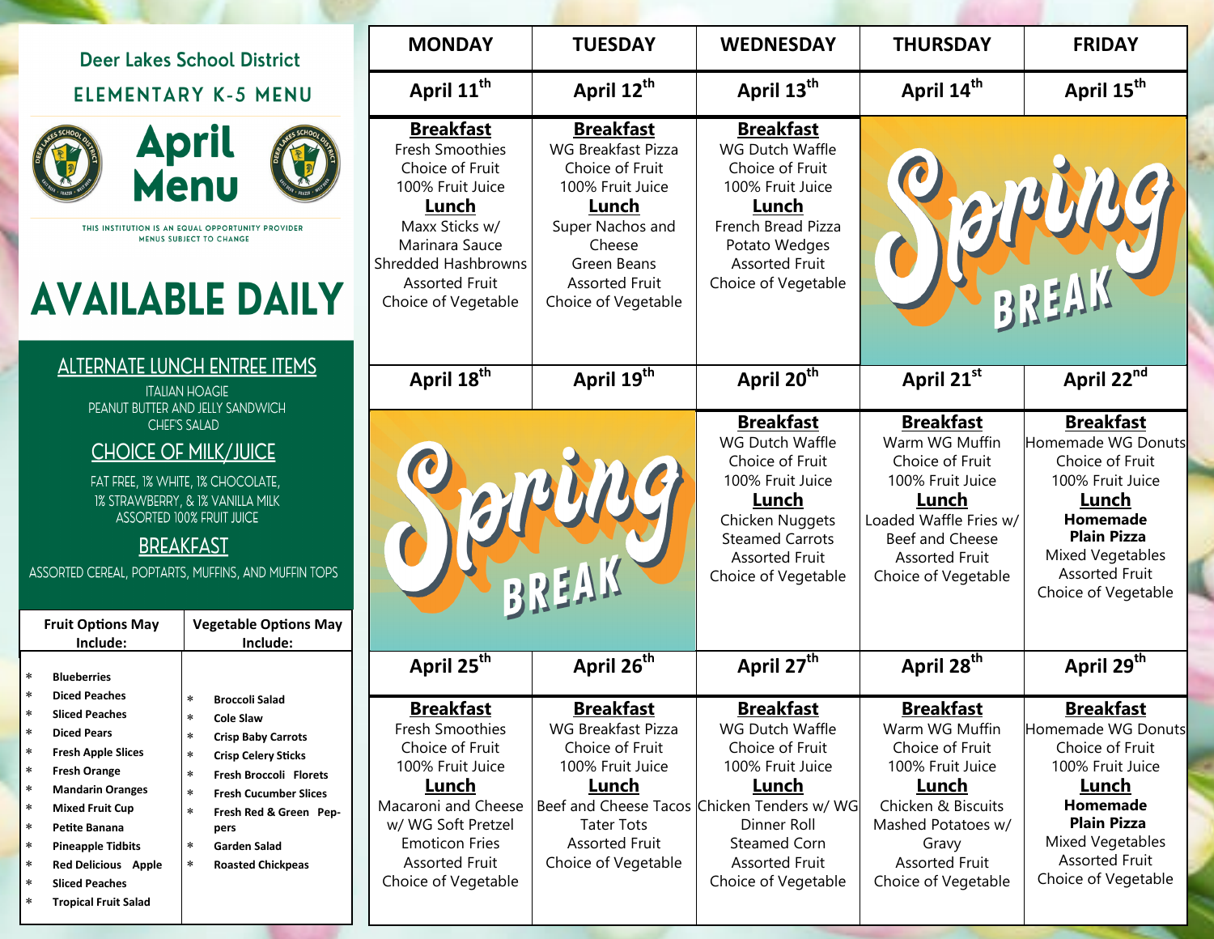## Deer Lakes School District

### ELEMENTARY K-5 MENU

# April Menu

THIS INSTITUTION IS AN EQUAL OPPORTUNITY PROVIDER
MENUS SUBJECT TO CHANGE

# AVAILABLE DAILY

## ALTERNATE LUNCH ENTREE ITEMS

ITALIAN HOAGIE
PEANUT BUTTER AND JELLY SANDWICH
CHEF'S SALAD

## CHOICE OF MILK/JUICE

FAT FREE, 1% WHITE, 1% CHOCOLATE,
1% STRAWBERRY, & 1% VANILLA MILK
ASSORTED 100% FRUIT JUICE

## BREAKFAST

ASSORTED CEREAL, POPTARTS, MUFFINS, AND MUFFIN TOPS

| Fruit Options May Include: | Vegetable Options May Include: |
|---|---|
| * Blueberries | * Broccoli Salad |
| * Diced Peaches | * Cole Slaw |
| * Sliced Peaches | * Crisp Baby Carrots |
| * Diced Pears | * Crisp Celery Sticks |
| * Fresh Apple Slices | * Fresh Broccoli Florets |
| * Fresh Orange | * Fresh Cucumber Slices |
| * Mandarin Oranges | * Fresh Red & Green Peppers |
| * Mixed Fruit Cup | * Garden Salad |
| * Petite Banana | * Roasted Chickpeas |
| * Pineapple Tidbits | |
| * Red Delicious Apple | |
| * Sliced Peaches | |
| * Tropical Fruit Salad | |

| MONDAY | TUESDAY | WEDNESDAY | THURSDAY | FRIDAY |
|---|---|---|---|---|
| April 11th | April 12th | April 13th | April 14th | April 15th |
| **Breakfast** Fresh Smoothies, Choice of Fruit, 100% Fruit Juice **Lunch** Maxx Sticks w/ Marinara Sauce, Shredded Hashbrowns, Assorted Fruit, Choice of Vegetable | **Breakfast** WG Breakfast Pizza, Choice of Fruit, 100% Fruit Juice **Lunch** Super Nachos and Cheese, Green Beans, Assorted Fruit, Choice of Vegetable | **Breakfast** WG Dutch Waffle, Choice of Fruit, 100% Fruit Juice **Lunch** French Bread Pizza, Potato Wedges, Assorted Fruit, Choice of Vegetable | Spring BREAK | Spring BREAK |
| April 18th | April 19th | April 20th | April 21st | April 22nd |
| Spring BREAK | Spring BREAK | **Breakfast** WG Dutch Waffle, Choice of Fruit, 100% Fruit Juice **Lunch** Chicken Nuggets, Steamed Carrots, Assorted Fruit, Choice of Vegetable | **Breakfast** Warm WG Muffin, Choice of Fruit, 100% Fruit Juice **Lunch** Loaded Waffle Fries w/ Beef and Cheese, Assorted Fruit, Choice of Vegetable | **Breakfast** Homemade WG Donuts, Choice of Fruit, 100% Fruit Juice **Lunch** **Homemade Plain Pizza**, Mixed Vegetables, Assorted Fruit, Choice of Vegetable |
| April 25th | April 26th | April 27th | April 28th | April 29th |
| **Breakfast** Fresh Smoothies, Choice of Fruit, 100% Fruit Juice **Lunch** Macaroni and Cheese w/ WG Soft Pretzel, Emoticon Fries, Assorted Fruit, Choice of Vegetable | **Breakfast** WG Breakfast Pizza, Choice of Fruit, 100% Fruit Juice **Lunch** Beef and Cheese Tacos, Tater Tots, Assorted Fruit, Choice of Vegetable | **Breakfast** WG Dutch Waffle, Choice of Fruit, 100% Fruit Juice **Lunch** Chicken Tenders w/ WG Dinner Roll, Steamed Corn, Assorted Fruit, Choice of Vegetable | **Breakfast** Warm WG Muffin, Choice of Fruit, 100% Fruit Juice **Lunch** Chicken & Biscuits, Mashed Potatoes w/ Gravy, Assorted Fruit, Choice of Vegetable | **Breakfast** Homemade WG Donuts, Choice of Fruit, 100% Fruit Juice **Lunch** **Homemade Plain Pizza**, Mixed Vegetables, Assorted Fruit, Choice of Vegetable |